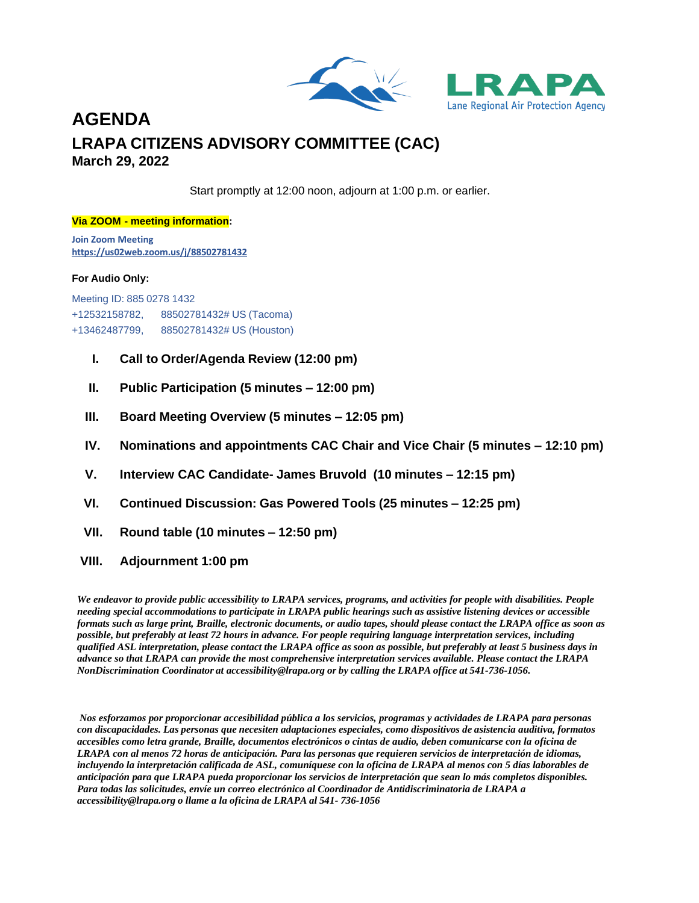LRAPA
Lane Regional Air Protection Agency

# AGENDA

## LRAPA CITIZENS ADVISORY COMMITTEE (CAC)

**March 29, 2022**

Start promptly at 12:00 noon, adjourn at 1:00 p.m. or earlier.

**Via ZOOM - meeting information:**

**Join Zoom Meeting**
**https://us02web.zoom.us/j/88502781432**

**For Audio Only:**

Meeting ID: 885 0278 1432
+12532158782, 88502781432# US (Tacoma)
+13462487799, 88502781432# US (Houston)

**I. Call to Order/Agenda Review (12:00 pm)**

**II. Public Participation (5 minutes – 12:00 pm)**

**III. Board Meeting Overview (5 minutes – 12:05 pm)**

**IV. Nominations and appointments CAC Chair and Vice Chair (5 minutes – 12:10 pm)**

**V. Interview CAC Candidate- James Bruvold (10 minutes – 12:15 pm)**

**VI. Continued Discussion: Gas Powered Tools (25 minutes – 12:25 pm)**

**VII. Round table (10 minutes – 12:50 pm)**

**VIII. Adjournment 1:00 pm**

***We endeavor to provide public accessibility to LRAPA services, programs, and activities for people with disabilities. People needing special accommodations to participate in LRAPA public hearings such as assistive listening devices or accessible formats such as large print, Braille, electronic documents, or audio tapes, should please contact the LRAPA office as soon as possible, but preferably at least 72 hours in advance. For people requiring language interpretation services, including qualified ASL interpretation, please contact the LRAPA office as soon as possible, but preferably at least 5 business days in advance so that LRAPA can provide the most comprehensive interpretation services available. Please contact the LRAPA NonDiscrimination Coordinator at accessibility@lrapa.org or by calling the LRAPA office at 541-736-1056.***

***Nos esforzamos por proporcionar accesibilidad pública a los servicios, programas y actividades de LRAPA para personas con discapacidades. Las personas que necesiten adaptaciones especiales, como dispositivos de asistencia auditiva, formatos accesibles como letra grande, Braille, documentos electrónicos o cintas de audio, deben comunicarse con la oficina de LRAPA con al menos 72 horas de anticipación. Para las personas que requieren servicios de interpretación de idiomas, incluyendo la interpretación calificada de ASL, comuníquese con la oficina de LRAPA al menos con 5 días laborables de anticipación para que LRAPA pueda proporcionar los servicios de interpretación que sean lo más completos disponibles. Para todas las solicitudes, envíe un correo electrónico al Coordinador de Antidiscriminatoria de LRAPA a accessibility@lrapa.org o llame a la oficina de LRAPA al 541- 736-1056***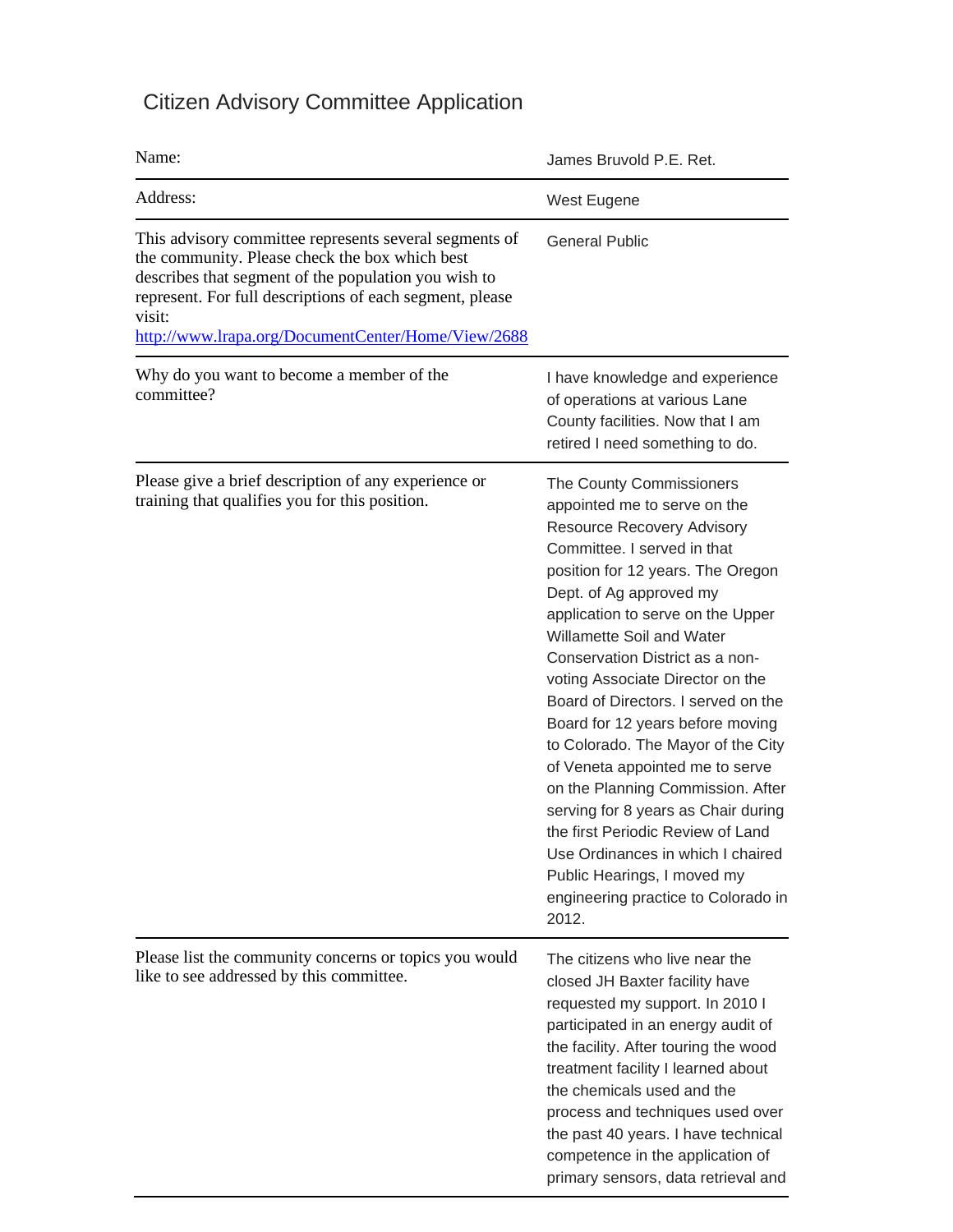# Citizen Advisory Committee Application

| | |
|---|---|
| Name: | James Bruvold P.E. Ret. |
| Address: | West Eugene |
| This advisory committee represents several segments of the community. Please check the box which best describes that segment of the population you wish to represent. For full descriptions of each segment, please visit: http://www.lrapa.org/DocumentCenter/Home/View/2688 | General Public |
| Why do you want to become a member of the committee? | I have knowledge and experience of operations at various Lane County facilities. Now that I am retired I need something to do. |
| Please give a brief description of any experience or training that qualifies you for this position. | The County Commissioners appointed me to serve on the Resource Recovery Advisory Committee. I served in that position for 12 years. The Oregon Dept. of Ag approved my application to serve on the Upper Willamette Soil and Water Conservation District as a non-voting Associate Director on the Board of Directors. I served on the Board for 12 years before moving to Colorado. The Mayor of the City of Veneta appointed me to serve on the Planning Commission. After serving for 8 years as Chair during the first Periodic Review of Land Use Ordinances in which I chaired Public Hearings, I moved my engineering practice to Colorado in 2012. |
| Please list the community concerns or topics you would like to see addressed by this committee. | The citizens who live near the closed JH Baxter facility have requested my support. In 2010 I participated in an energy audit of the facility. After touring the wood treatment facility I learned about the chemicals used and the process and techniques used over the past 40 years. I have technical competence in the application of primary sensors, data retrieval and |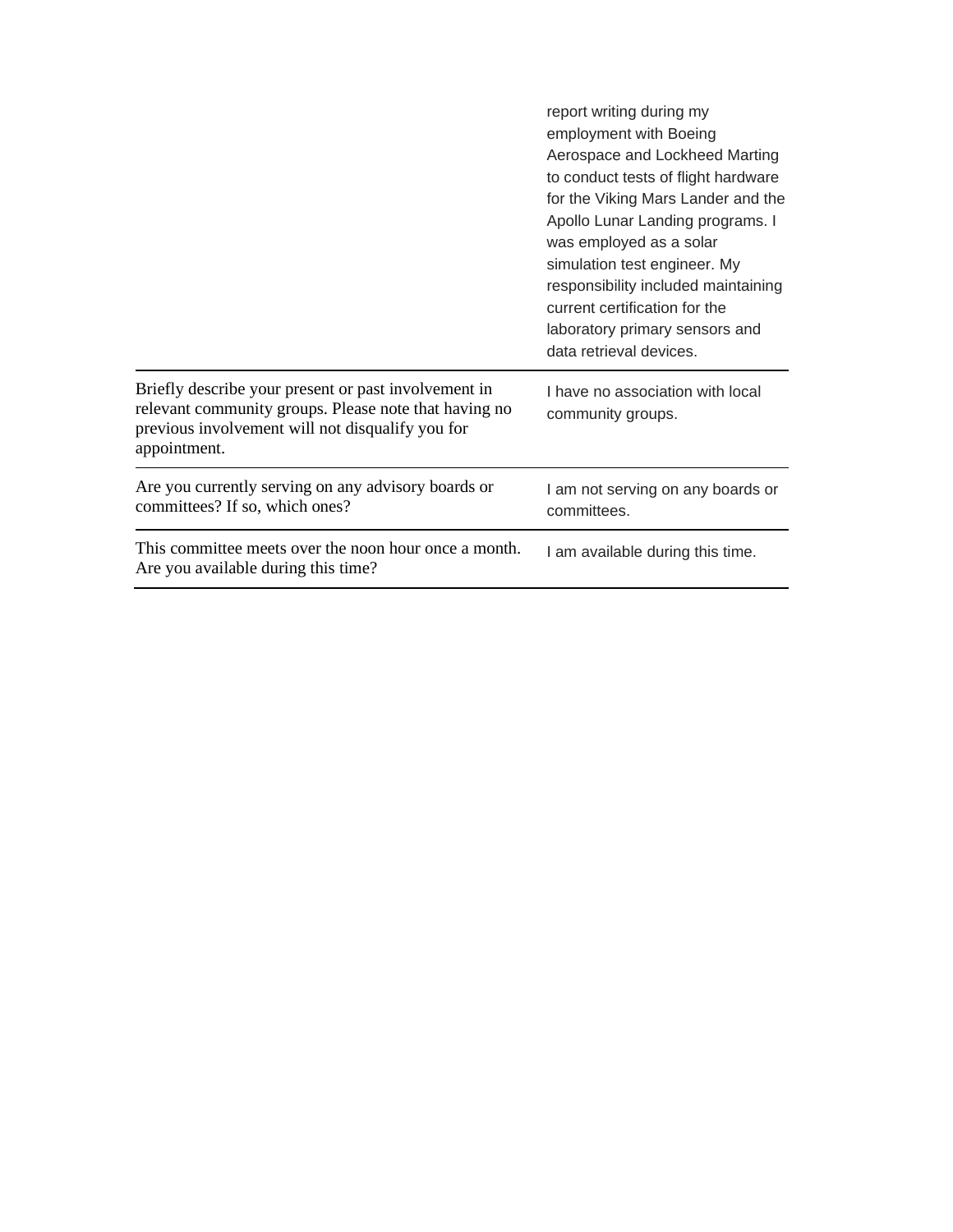| | |
|---|---|
| | report writing during my employment with Boeing Aerospace and Lockheed Marting to conduct tests of flight hardware for the Viking Mars Lander and the Apollo Lunar Landing programs. I was employed as a solar simulation test engineer. My responsibility included maintaining current certification for the laboratory primary sensors and data retrieval devices. |
| Briefly describe your present or past involvement in relevant community groups. Please note that having no previous involvement will not disqualify you for appointment. | I have no association with local community groups. |
| Are you currently serving on any advisory boards or committees? If so, which ones? | I am not serving on any boards or committees. |
| This committee meets over the noon hour once a month. Are you available during this time? | I am available during this time. |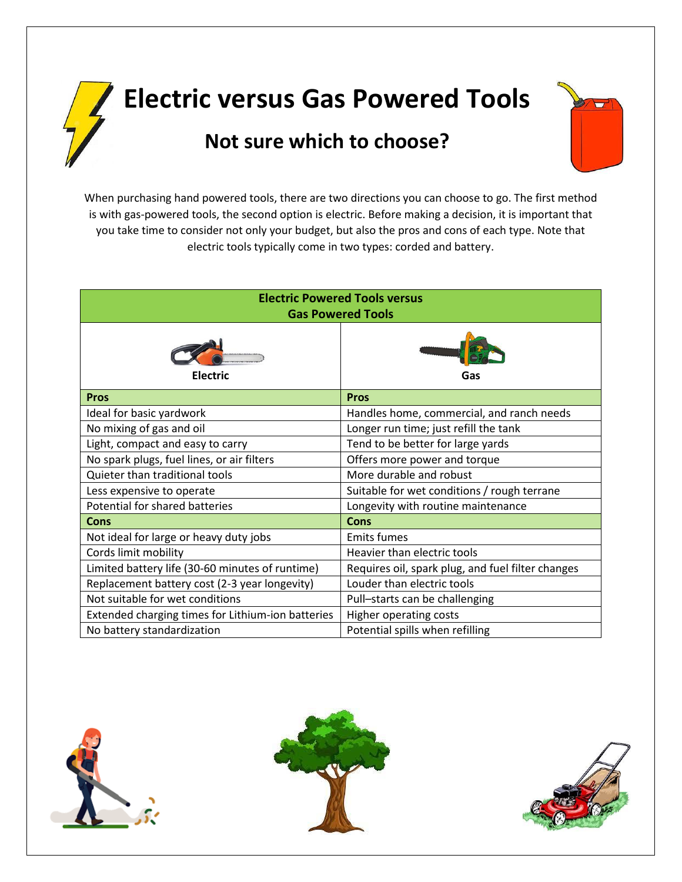# Electric versus Gas Powered Tools

## Not sure which to choose?

When purchasing hand powered tools, there are two directions you can choose to go. The first method is with gas-powered tools, the second option is electric. Before making a decision, it is important that you take time to consider not only your budget, but also the pros and cons of each type. Note that electric tools typically come in two types: corded and battery.

| Electric Powered Tools versus Gas Powered Tools | |
|---|---|
| **Electric** | **Gas** |
| **Pros** | **Pros** |
| Ideal for basic yardwork | Handles home, commercial, and ranch needs |
| No mixing of gas and oil | Longer run time; just refill the tank |
| Light, compact and easy to carry | Tend to be better for large yards |
| No spark plugs, fuel lines, or air filters | Offers more power and torque |
| Quieter than traditional tools | More durable and robust |
| Less expensive to operate | Suitable for wet conditions / rough terrane |
| Potential for shared batteries | Longevity with routine maintenance |
| **Cons** | **Cons** |
| Not ideal for large or heavy duty jobs | Emits fumes |
| Cords limit mobility | Heavier than electric tools |
| Limited battery life (30-60 minutes of runtime) | Requires oil, spark plug, and fuel filter changes |
| Replacement battery cost (2-3 year longevity) | Louder than electric tools |
| Not suitable for wet conditions | Pull–starts can be challenging |
| Extended charging times for Lithium-ion batteries | Higher operating costs |
| No battery standardization | Potential spills when refilling |